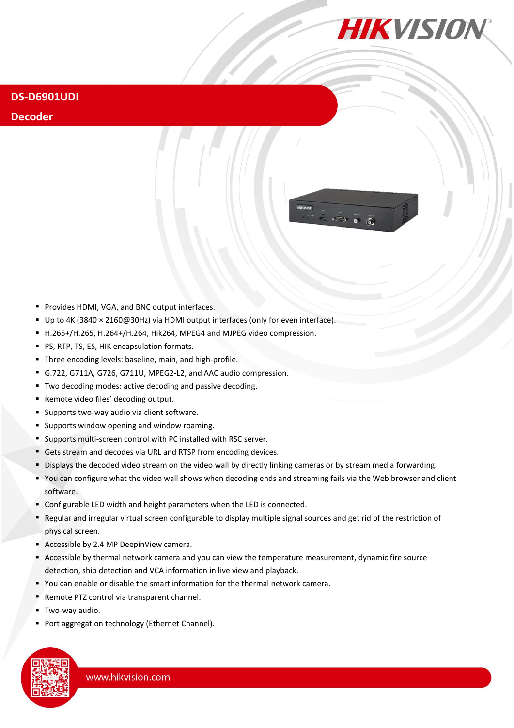# DS-D6901UDI

## Decoder

- Provides HDMI, VGA, and BNC output interfaces.
- Up to 4K (3840 × 2160@30Hz) via HDMI output interfaces (only for even interface).
- H.265+/H.265, H.264+/H.264, Hik264, MPEG4 and MJPEG video compression.
- PS, RTP, TS, ES, HIK encapsulation formats.
- Three encoding levels: baseline, main, and high-profile.
- G.722, G711A, G726, G711U, MPEG2-L2, and AAC audio compression.
- Two decoding modes: active decoding and passive decoding.
- Remote video files' decoding output.
- Supports two-way audio via client software.
- Supports window opening and window roaming.
- Supports multi-screen control with PC installed with RSC server.
- Gets stream and decodes via URL and RTSP from encoding devices.
- Displays the decoded video stream on the video wall by directly linking cameras or by stream media forwarding.
- You can configure what the video wall shows when decoding ends and streaming fails via the Web browser and client software.
- Configurable LED width and height parameters when the LED is connected.
- Regular and irregular virtual screen configurable to display multiple signal sources and get rid of the restriction of physical screen.
- Accessible by 2.4 MP DeepinView camera.
- Accessible by thermal network camera and you can view the temperature measurement, dynamic fire source detection, ship detection and VCA information in live view and playback.
- You can enable or disable the smart information for the thermal network camera.
- Remote PTZ control via transparent channel.
- Two-way audio.
- Port aggregation technology (Ethernet Channel).

www.hikvision.com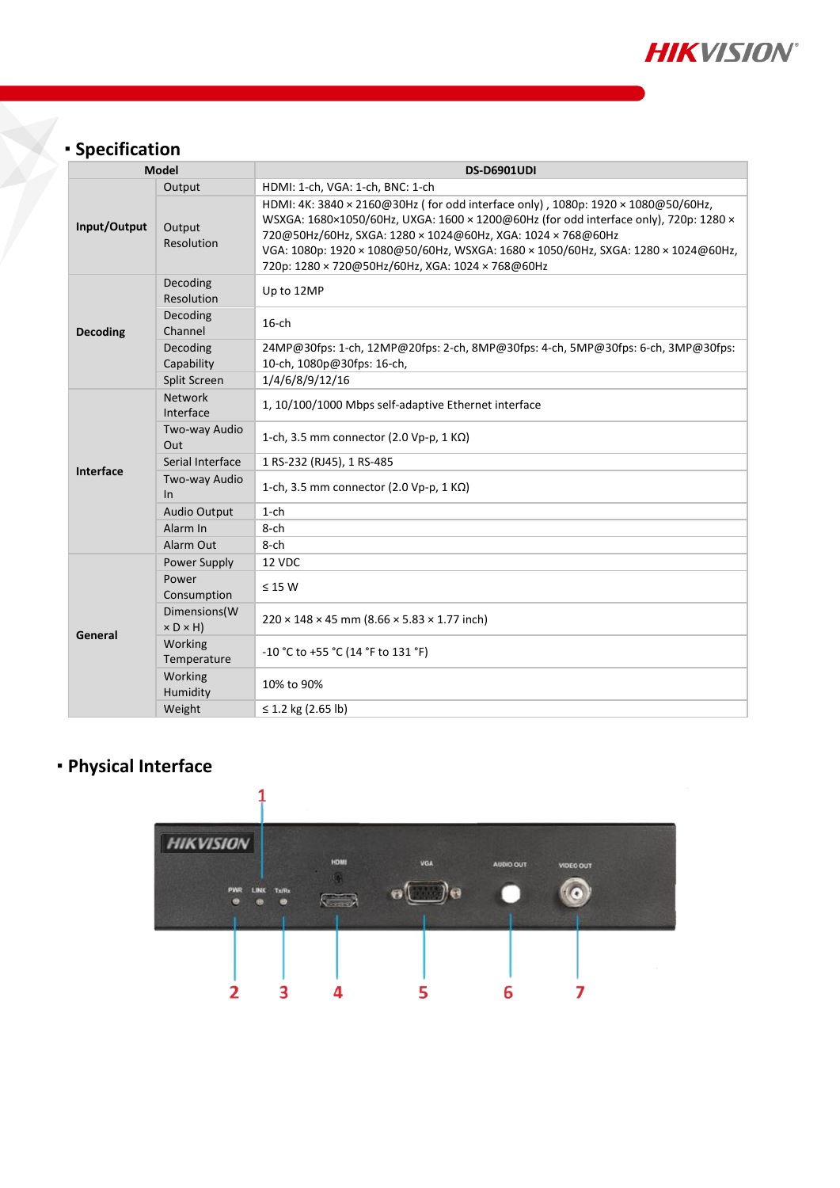## Specification

| Model | | DS-D6901UDI |
|---|---|---|
| Input/Output | Output | HDMI: 1-ch, VGA: 1-ch, BNC: 1-ch |
| | Output Resolution | HDMI: 4K: 3840 × 2160@30Hz ( for odd interface only) , 1080p: 1920 × 1080@50/60Hz, WSXGA: 1680×1050/60Hz, UXGA: 1600 × 1200@60Hz (for odd interface only), 720p: 1280 × 720@50Hz/60Hz, SXGA: 1280 × 1024@60Hz, XGA: 1024 × 768@60Hz<br>VGA: 1080p: 1920 × 1080@50/60Hz, WSXGA: 1680 × 1050/60Hz, SXGA: 1280 × 1024@60Hz, 720p: 1280 × 720@50Hz/60Hz, XGA: 1024 × 768@60Hz |
| Decoding | Decoding Resolution | Up to 12MP |
| | Decoding Channel | 16-ch |
| | Decoding Capability | 24MP@30fps: 1-ch, 12MP@20fps: 2-ch, 8MP@30fps: 4-ch, 5MP@30fps: 6-ch, 3MP@30fps: 10-ch, 1080p@30fps: 16-ch, |
| | Split Screen | 1/4/6/8/9/12/16 |
| Interface | Network Interface | 1, 10/100/1000 Mbps self-adaptive Ethernet interface |
| | Two-way Audio Out | 1-ch, 3.5 mm connector (2.0 Vp-p, 1 KΩ) |
| | Serial Interface | 1 RS-232 (RJ45), 1 RS-485 |
| | Two-way Audio In | 1-ch, 3.5 mm connector (2.0 Vp-p, 1 KΩ) |
| | Audio Output | 1-ch |
| | Alarm In | 8-ch |
| | Alarm Out | 8-ch |
| General | Power Supply | 12 VDC |
| | Power Consumption | ≤ 15 W |
| | Dimensions(W × D × H) | 220 × 148 × 45 mm (8.66 × 5.83 × 1.77 inch) |
| | Working Temperature | -10 °C to +55 °C (14 °F to 131 °F) |
| | Working Humidity | 10% to 90% |
| | Weight | ≤ 1.2 kg (2.65 lb) |

## Physical Interface

1 2 3 4 5 6 7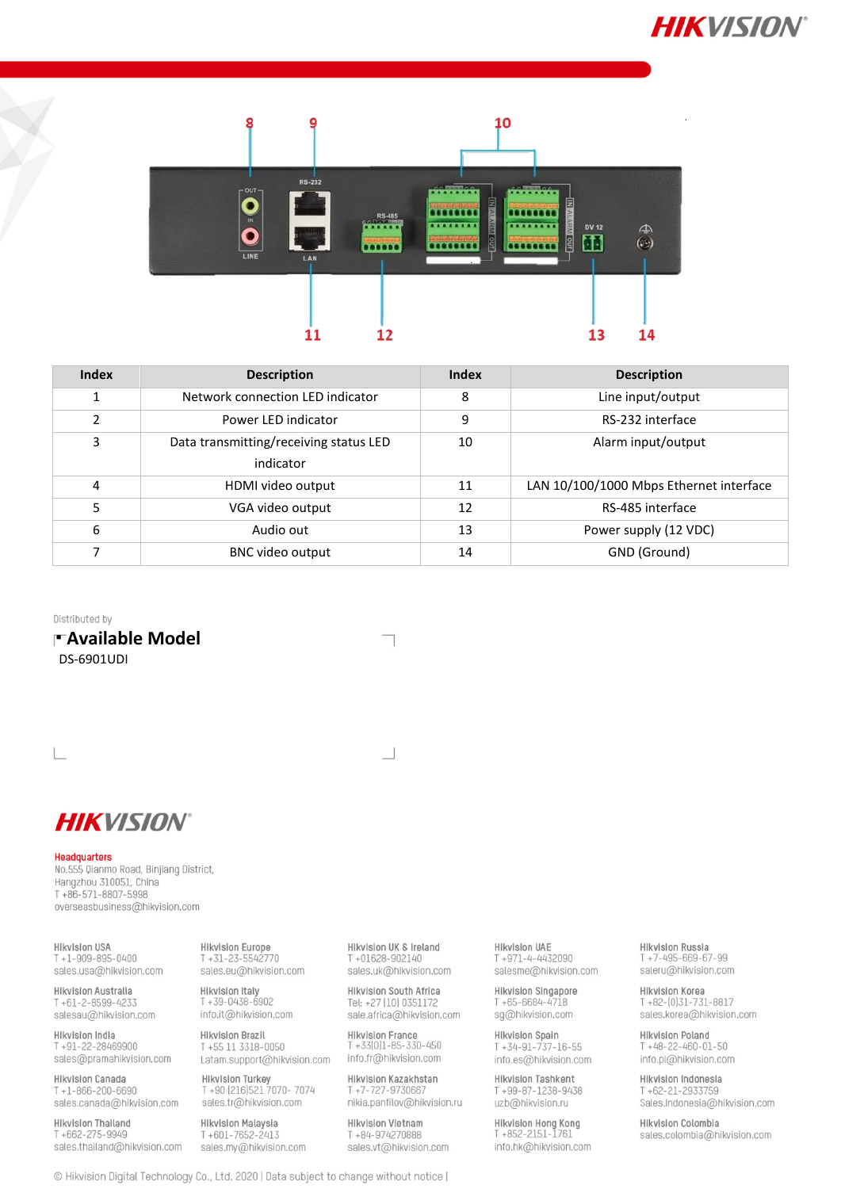| Index | Description | Index | Description |
|---|---|---|---|
| 1 | Network connection LED indicator | 8 | Line input/output |
| 2 | Power LED indicator | 9 | RS-232 interface |
| 3 | Data transmitting/receiving status LED indicator | 10 | Alarm input/output |
| 4 | HDMI video output | 11 | LAN 10/100/1000 Mbps Ethernet interface |
| 5 | VGA video output | 12 | RS-485 interface |
| 6 | Audio out | 13 | Power supply (12 VDC) |
| 7 | BNC video output | 14 | GND (Ground) |

Distributed by

## Available Model

DS-6901UDI

**Headquarters**
No.555 Qianmo Road, Binjiang District,
Hangzhou 310051, China
T +86-571-8807-5998
overseasbusiness@hikvision.com

**Hikvision USA**
T +1-909-895-0400
sales.usa@hikvision.com

**Hikvision Europe**
T +31-23-5542770
sales.eu@hikvision.com

**Hikvision UK & Ireland**
T +01628-902140
sales.uk@hikvision.com

**Hikvision UAE**
T +971-4-4432090
salesme@hikvision.com

**Hikvision Russia**
T +7-495-669-67-99
saleru@hikvision.com

**Hikvision Australia**
T +61-2-8599-4233
salesau@hikvision.com

**Hikvision Italy**
T +39-0438-6902
info.it@hikvision.com

**Hikvision South Africa**
Tel: +27 (10) 0351172
sale.africa@hikvision.com

**Hikvision Singapore**
T +65-6684-4718
sg@hikvision.com

**Hikvision Korea**
T +82-(0)31-731-8817
sales.korea@hikvision.com

**Hikvision India**
T +91-22-28469900
sales@pramahikvision.com

**Hikvision Brazil**
T +55 11 3318-0050
Latam.support@hikvision.com

**Hikvision France**
T +33(0)1-85-330-450
info.fr@hikvision.com

**Hikvision Spain**
T +34-91-737-16-55
info.es@hikvision.com

**Hikvision Poland**
T +48-22-460-01-50
info.pl@hikvision.com

**Hikvision Canada**
T +1-866-200-6690
sales.canada@hikvision.com

**Hikvision Turkey**
T +90 (216)521 7070- 7074
sales.tr@hikvision.com

**Hikvision Kazakhstan**
T +7-727-9730667
nikia.panfilov@hikvision.ru

**Hikvision Tashkent**
T +99-87-1238-9438
uzb@hikvision.ru

**Hikvision Indonesia**
T +62-21-2933759
Sales.Indonesia@hikvision.com

**Hikvision Thailand**
T +662-275-9949
sales.thailand@hikvision.com

**Hikvision Malaysia**
T +601-7652-2413
sales.my@hikvision.com

**Hikvision Vietnam**
T +84-974270888
sales.vt@hikvision.com

**Hikvision Hong Kong**
T +852-2151-1761
info.hk@hikvision.com

**Hikvision Colombia**
sales.colombia@hikvision.com

© Hikvision Digital Technology Co., Ltd. 2020 | Data subject to change without notice |